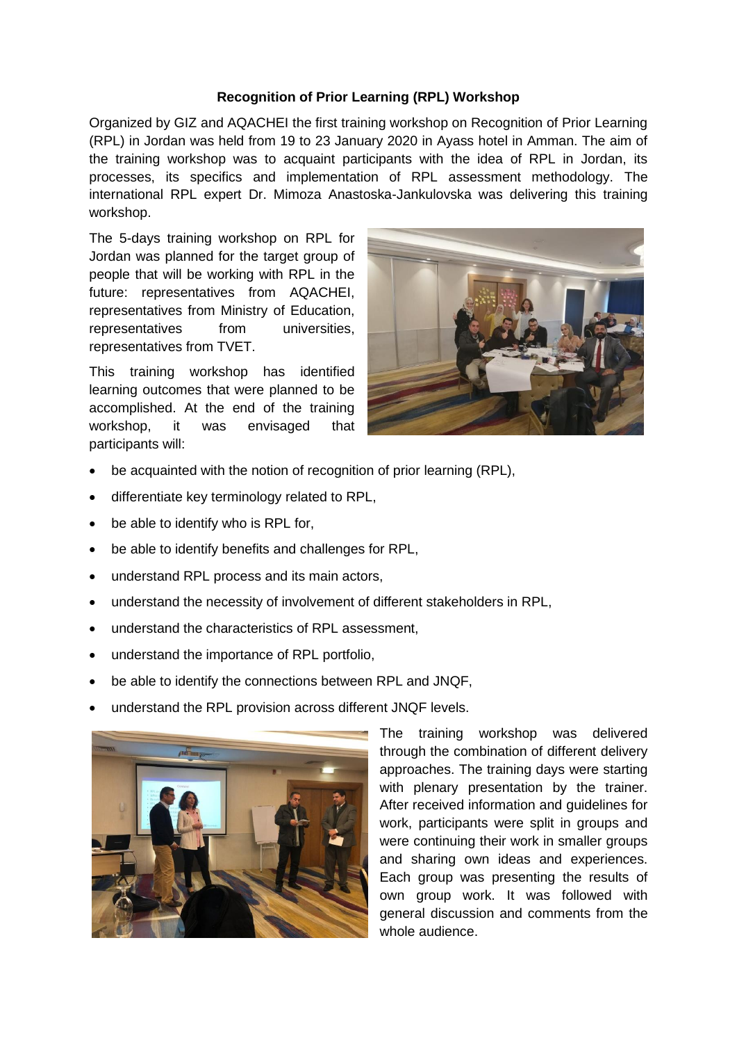**Recognition of Prior Learning (RPL) Workshop**

Organized by GIZ and AQACHEI the first training workshop on Recognition of Prior Learning (RPL) in Jordan was held from 19 to 23 January 2020 in Ayass hotel in Amman. The aim of the training workshop was to acquaint participants with the idea of RPL in Jordan, its processes, its specifics and implementation of RPL assessment methodology. The international RPL expert Dr. Mimoza Anastoska-Jankulovska was delivering this training workshop.

The 5-days training workshop on RPL for Jordan was planned for the target group of people that will be working with RPL in the future: representatives from AQACHEI, representatives from Ministry of Education, representatives from universities, representatives from TVET.

This training workshop has identified learning outcomes that were planned to be accomplished. At the end of the training workshop, it was envisaged that participants will:

- be acquainted with the notion of recognition of prior learning (RPL),
- differentiate key terminology related to RPL,
- be able to identify who is RPL for,
- be able to identify benefits and challenges for RPL,
- understand RPL process and its main actors,
- understand the necessity of involvement of different stakeholders in RPL,
- understand the characteristics of RPL assessment,
- understand the importance of RPL portfolio,
- be able to identify the connections between RPL and JNQF,
- understand the RPL provision across different JNQF levels.

The training workshop was delivered through the combination of different delivery approaches. The training days were starting with plenary presentation by the trainer. After received information and guidelines for work, participants were split in groups and were continuing their work in smaller groups and sharing own ideas and experiences. Each group was presenting the results of own group work. It was followed with general discussion and comments from the whole audience.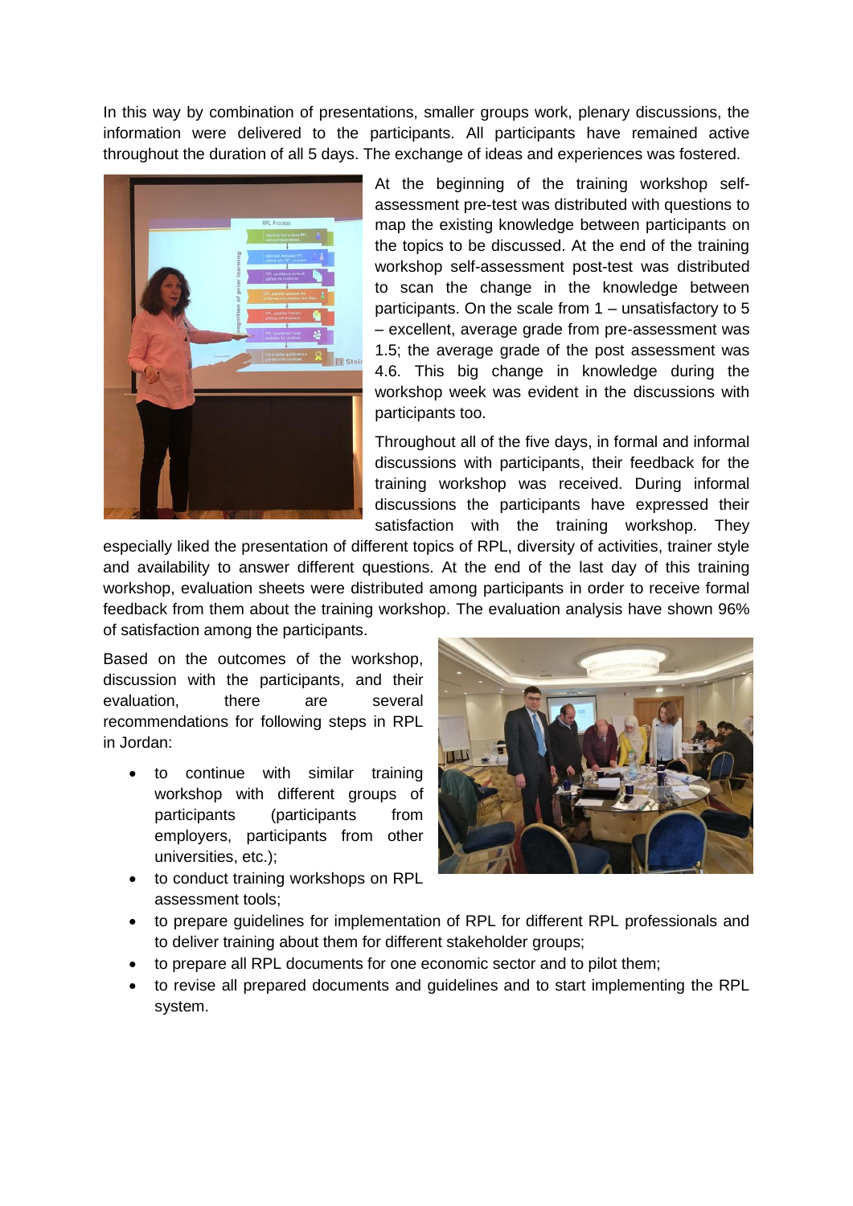In this way by combination of presentations, smaller groups work, plenary discussions, the information were delivered to the participants. All participants have remained active throughout the duration of all 5 days. The exchange of ideas and experiences was fostered.

At the beginning of the training workshop self-assessment pre-test was distributed with questions to map the existing knowledge between participants on the topics to be discussed. At the end of the training workshop self-assessment post-test was distributed to scan the change in the knowledge between participants. On the scale from 1 – unsatisfactory to 5 – excellent, average grade from pre-assessment was 1.5; the average grade of the post assessment was 4.6. This big change in knowledge during the workshop week was evident in the discussions with participants too.

Throughout all of the five days, in formal and informal discussions with participants, their feedback for the training workshop was received. During informal discussions the participants have expressed their satisfaction with the training workshop. They especially liked the presentation of different topics of RPL, diversity of activities, trainer style and availability to answer different questions. At the end of the last day of this training workshop, evaluation sheets were distributed among participants in order to receive formal feedback from them about the training workshop. The evaluation analysis have shown 96% of satisfaction among the participants.

Based on the outcomes of the workshop, discussion with the participants, and their evaluation, there are several recommendations for following steps in RPL in Jordan:

- to continue with similar training workshop with different groups of participants (participants from employers, participants from other universities, etc.);
- to conduct training workshops on RPL assessment tools;
- to prepare guidelines for implementation of RPL for different RPL professionals and to deliver training about them for different stakeholder groups;
- to prepare all RPL documents for one economic sector and to pilot them;
- to revise all prepared documents and guidelines and to start implementing the RPL system.